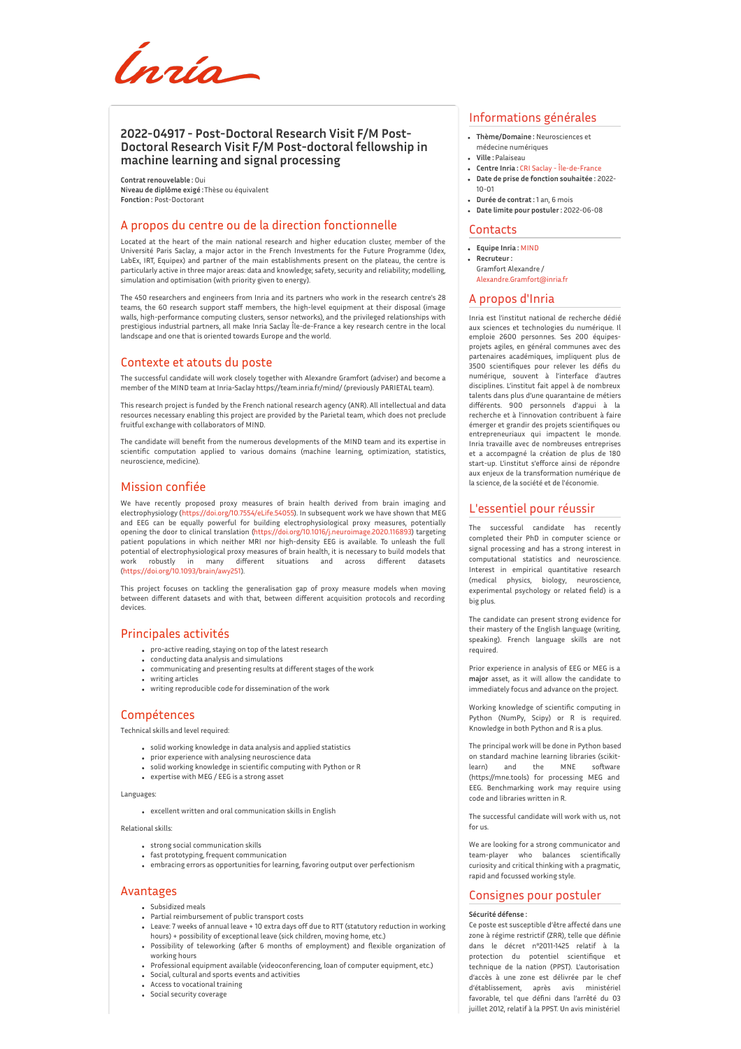Inria

## 2022-04917 - Post-Doctoral Research Visit F/M Post-Doctoral Research Visit F/M Post-doctoral fellowship in machine learning and signal processing

**Contrat renouvelable :** Oui
**Niveau de diplôme exigé :** Thèse ou équivalent
**Fonction :** Post-Doctorant

### A propos du centre ou de la direction fonctionnelle

Located at the heart of the main national research and higher education cluster, member of the Université Paris Saclay, a major actor in the French Investments for the Future Programme (Idex, LabEx, IRT, Equipex) and partner of the main establishments present on the plateau, the centre is particularly active in three major areas: data and knowledge; safety, security and reliability; modelling, simulation and optimisation (with priority given to energy).

The 450 researchers and engineers from Inria and its partners who work in the research centre's 28 teams, the 60 research support staff members, the high-level equipment at their disposal (image walls, high-performance computing clusters, sensor networks), and the privileged relationships with prestigious industrial partners, all make Inria Saclay Île-de-France a key research centre in the local landscape and one that is oriented towards Europe and the world.

### Contexte et atouts du poste

The successful candidate will work closely together with Alexandre Gramfort (adviser) and become a member of the MIND team at Inria-Saclay https://team.inria.fr/mind/ (previously PARIETAL team).

This research project is funded by the French national research agency (ANR). All intellectual and data resources necessary enabling this project are provided by the Parietal team, which does not preclude fruitful exchange with collaborators of MIND.

The candidate will benefit from the numerous developments of the MIND team and its expertise in scientific computation applied to various domains (machine learning, optimization, statistics, neuroscience, medicine).

### Mission confiée

We have recently proposed proxy measures of brain health derived from brain imaging and electrophysiology (https://doi.org/10.7554/eLife.54055). In subsequent work we have shown that MEG and EEG can be equally powerful for building electrophysiological proxy measures, potentially opening the door to clinical translation (https://doi.org/10.1016/j.neuroimage.2020.116893) targeting patient populations in which neither MRI nor high-density EEG is available. To unleash the full potential of electrophysiological proxy measures of brain health, it is necessary to build models that work robustly in many different situations and across different datasets (https://doi.org/10.1093/brain/awy251).

This project focuses on tackling the generalisation gap of proxy measure models when moving between different datasets and with that, between different acquisition protocols and recording devices.

### Principales activités

- pro-active reading, staying on top of the latest research
- conducting data analysis and simulations
- communicating and presenting results at different stages of the work
- writing articles
- writing reproducible code for dissemination of the work

### Compétences

Technical skills and level required:

- solid working knowledge in data analysis and applied statistics
- prior experience with analysing neuroscience data
- solid working knowledge in scientific computing with Python or R
- expertise with MEG / EEG is a strong asset

Languages:

- excellent written and oral communication skills in English

Relational skills:

- strong social communication skills
- fast prototyping, frequent communication
- embracing errors as opportunities for learning, favoring output over perfectionism

### Avantages

- Subsidized meals
- Partial reimbursement of public transport costs
- Leave: 7 weeks of annual leave + 10 extra days off due to RTT (statutory reduction in working hours) + possibility of exceptional leave (sick children, moving home, etc.)
- Possibility of teleworking (after 6 months of employment) and flexible organization of working hours
- Professional equipment available (videoconferencing, loan of computer equipment, etc.)
- Social, cultural and sports events and activities
- Access to vocational training
- Social security coverage

### Informations générales

- **Thème/Domaine :** Neurosciences et médecine numériques
- **Ville :** Palaiseau
- **Centre Inria :** CRI Saclay - Île-de-France
- **Date de prise de fonction souhaitée :** 2022-10-01
- **Durée de contrat :** 1 an, 6 mois
- **Date limite pour postuler :** 2022-06-08

### Contacts

- **Equipe Inria :** MIND
- **Recruteur :**
  Gramfort Alexandre /
  Alexandre.Gramfort@inria.fr

### A propos d'Inria

Inria est l'institut national de recherche dédié aux sciences et technologies du numérique. Il emploie 2600 personnes. Ses 200 équipes-projets agiles, en général communes avec des partenaires académiques, impliquent plus de 3500 scientifiques pour relever les défis du numérique, souvent à l'interface d'autres disciplines. L'institut fait appel à de nombreux talents dans plus d'une quarantaine de métiers différents. 900 personnels d'appui à la recherche et à l'innovation contribuent à faire émerger et grandir des projets scientifiques ou entrepreneuriaux qui impactent le monde. Inria travaille avec de nombreuses entreprises et a accompagné la création de plus de 180 start-up. L'institut s'efforce ainsi de répondre aux enjeux de la transformation numérique de la science, de la société et de l'économie.

### L'essentiel pour réussir

The successful candidate has recently completed their PhD in computer science or signal processing and has a strong interest in computational statistics and neuroscience. Interest in empirical quantitative research (medical physics, biology, neuroscience, experimental psychology or related field) is a big plus.

The candidate can present strong evidence for their mastery of the English language (writing, speaking). French language skills are not required.

Prior experience in analysis of EEG or MEG is a **major** asset, as it will allow the candidate to immediately focus and advance on the project.

Working knowledge of scientific computing in Python (NumPy, Scipy) or R is required. Knowledge in both Python and R is a plus.

The principal work will be done in Python based on standard machine learning libraries (scikit-learn) and the MNE software (https://mne.tools) for processing MEG and EEG. Benchmarking work may require using code and libraries written in R.

The successful candidate will work with us, not for us.

We are looking for a strong communicator and team-player who balances scientifically curiosity and critical thinking with a pragmatic, rapid and focussed working style.

### Consignes pour postuler

**Sécurité défense :**

Ce poste est susceptible d'être affecté dans une zone à régime restrictif (ZRR), telle que définie dans le décret n°2011-1425 relatif à la protection du potentiel scientifique et technique de la nation (PPST). L'autorisation d'accès à une zone est délivrée par le chef d'établissement, après avis ministériel favorable, tel que défini dans l'arrêté du 03 juillet 2012, relatif à la PPST. Un avis ministériel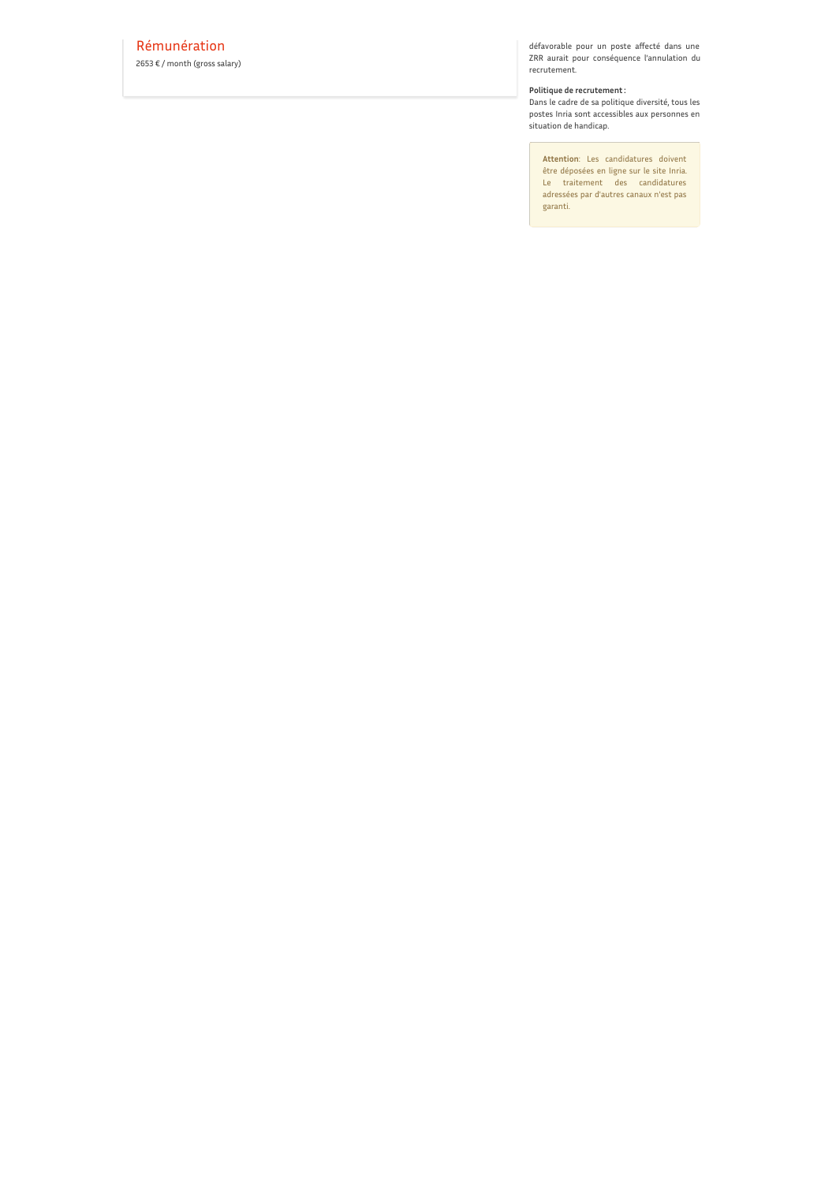## Rémunération

2653 € / month (gross salary)

défavorable pour un poste affecté dans une ZRR aurait pour conséquence l'annulation du recrutement.

**Politique de recrutement :**
Dans le cadre de sa politique diversité, tous les postes Inria sont accessibles aux personnes en situation de handicap.

**Attention**: Les candidatures doivent être déposées en ligne sur le site Inria. Le traitement des candidatures adressées par d'autres canaux n'est pas garanti.